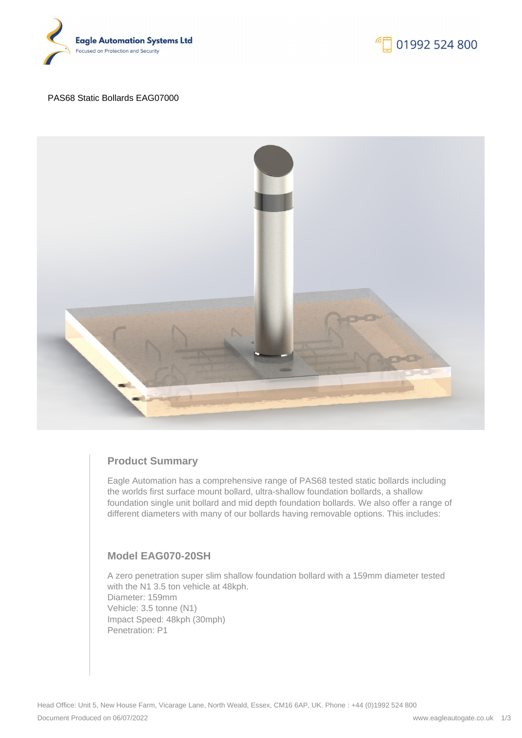PAS68 Static Bollards EAG07000

## Product Summary

Eagle Automation has a comprehensive range of PAS68 tested static bollards including the worlds first surface mount bollard, ultra-shallow foundation bollards, a shallow foundation single unit bollard and mid depth foundation bollards. We also offer a range of different diameters with many of our bollards having removable options. This includes:

## Model EAG070-20SH

A zero penetration super slim shallow foundation bollard with a 159mm diameter tested with the N1 3.5 ton vehicle at 48kph.
Diameter: 159mm
Vehicle: 3.5 tonne (N1)
Impact Speed: 48kph (30mph)
Penetration: P1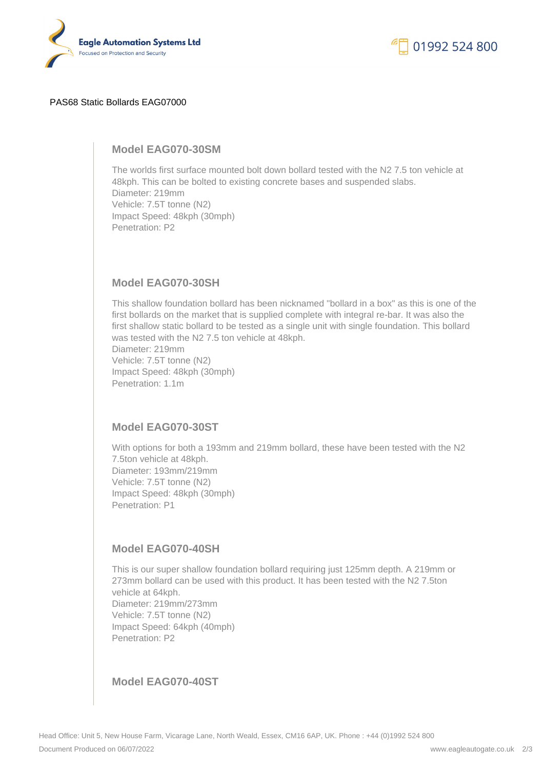PAS68 Static Bollards EAG07000

## Model EAG070-30SM

The worlds first surface mounted bolt down bollard tested with the N2 7.5 ton vehicle at 48kph. This can be bolted to existing concrete bases and suspended slabs.
Diameter: 219mm
Vehicle: 7.5T tonne (N2)
Impact Speed: 48kph (30mph)
Penetration: P2

## Model EAG070-30SH

This shallow foundation bollard has been nicknamed "bollard in a box" as this is one of the first bollards on the market that is supplied complete with integral re-bar. It was also the first shallow static bollard to be tested as a single unit with single foundation. This bollard was tested with the N2 7.5 ton vehicle at 48kph.
Diameter: 219mm
Vehicle: 7.5T tonne (N2)
Impact Speed: 48kph (30mph)
Penetration: 1.1m

## Model EAG070-30ST

With options for both a 193mm and 219mm bollard, these have been tested with the N2 7.5ton vehicle at 48kph.
Diameter: 193mm/219mm
Vehicle: 7.5T tonne (N2)
Impact Speed: 48kph (30mph)
Penetration: P1

## Model EAG070-40SH

This is our super shallow foundation bollard requiring just 125mm depth. A 219mm or 273mm bollard can be used with this product. It has been tested with the N2 7.5ton vehicle at 64kph.
Diameter: 219mm/273mm
Vehicle: 7.5T tonne (N2)
Impact Speed: 64kph (40mph)
Penetration: P2

## Model EAG070-40ST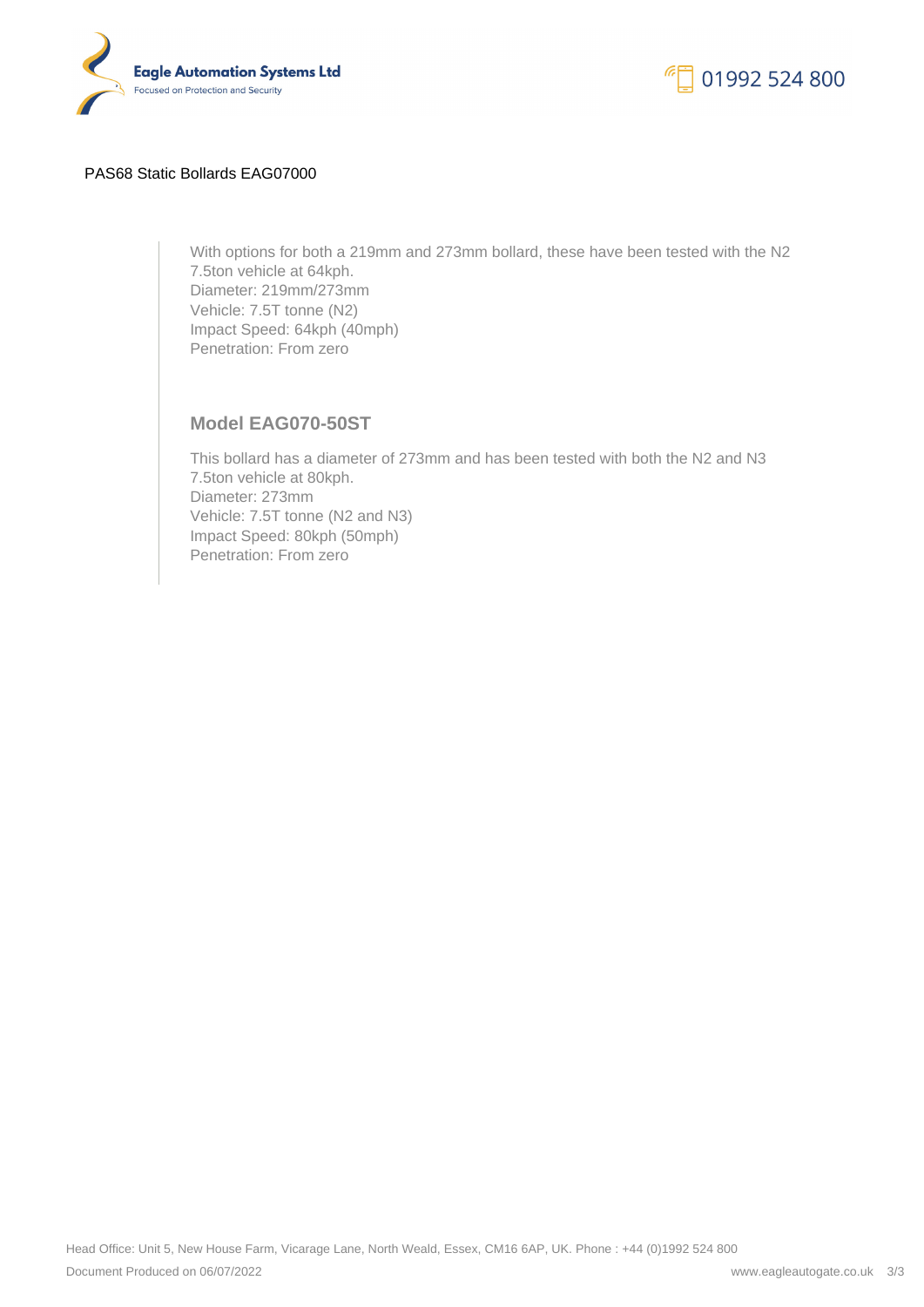PAS68 Static Bollards EAG07000

With options for both a 219mm and 273mm bollard, these have been tested with the N2 7.5ton vehicle at 64kph.
Diameter: 219mm/273mm
Vehicle: 7.5T tonne (N2)
Impact Speed: 64kph (40mph)
Penetration: From zero

### Model EAG070-50ST

This bollard has a diameter of 273mm and has been tested with both the N2 and N3 7.5ton vehicle at 80kph.
Diameter: 273mm
Vehicle: 7.5T tonne (N2 and N3)
Impact Speed: 80kph (50mph)
Penetration: From zero